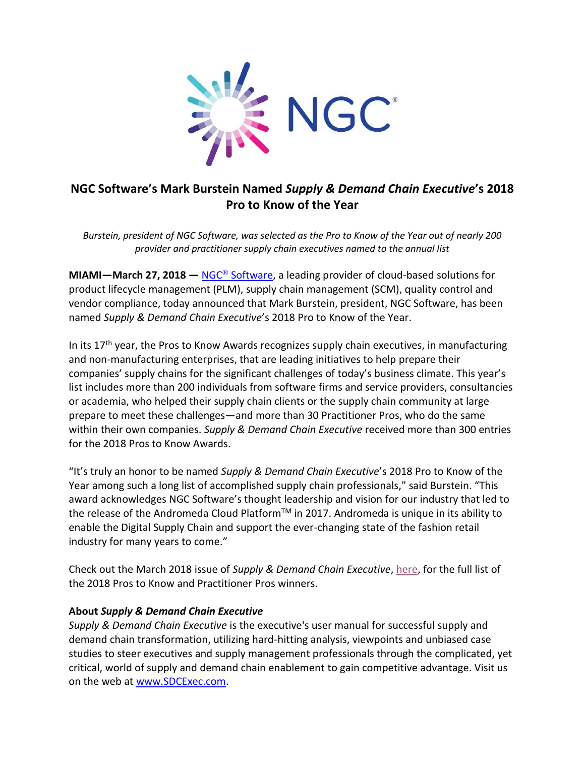NGC®

# NGC Software's Mark Burstein Named *Supply & Demand Chain Executive*'s 2018 Pro to Know of the Year

*Burstein, president of NGC Software, was selected as the Pro to Know of the Year out of nearly 200 provider and practitioner supply chain executives named to the annual list*

**MIAMI—March 27, 2018 —** [NGC® Software](), a leading provider of cloud-based solutions for product lifecycle management (PLM), supply chain management (SCM), quality control and vendor compliance, today announced that Mark Burstein, president, NGC Software, has been named *Supply & Demand Chain Executive*'s 2018 Pro to Know of the Year.

In its 17th year, the Pros to Know Awards recognizes supply chain executives, in manufacturing and non-manufacturing enterprises, that are leading initiatives to help prepare their companies' supply chains for the significant challenges of today's business climate. This year's list includes more than 200 individuals from software firms and service providers, consultancies or academia, who helped their supply chain clients or the supply chain community at large prepare to meet these challenges—and more than 30 Practitioner Pros, who do the same within their own companies. *Supply & Demand Chain Executive* received more than 300 entries for the 2018 Pros to Know Awards.

"It's truly an honor to be named *Supply & Demand Chain Executive*'s 2018 Pro to Know of the Year among such a long list of accomplished supply chain professionals," said Burstein. "This award acknowledges NGC Software's thought leadership and vision for our industry that led to the release of the Andromeda Cloud Platform™ in 2017. Andromeda is unique in its ability to enable the Digital Supply Chain and support the ever-changing state of the fashion retail industry for many years to come."

Check out the March 2018 issue of *Supply & Demand Chain Executive*, [here](), for the full list of the 2018 Pros to Know and Practitioner Pros winners.

### About *Supply & Demand Chain Executive*

*Supply & Demand Chain Executive* is the executive's user manual for successful supply and demand chain transformation, utilizing hard-hitting analysis, viewpoints and unbiased case studies to steer executives and supply management professionals through the complicated, yet critical, world of supply and demand chain enablement to gain competitive advantage. Visit us on the web at [www.SDCExec.com]().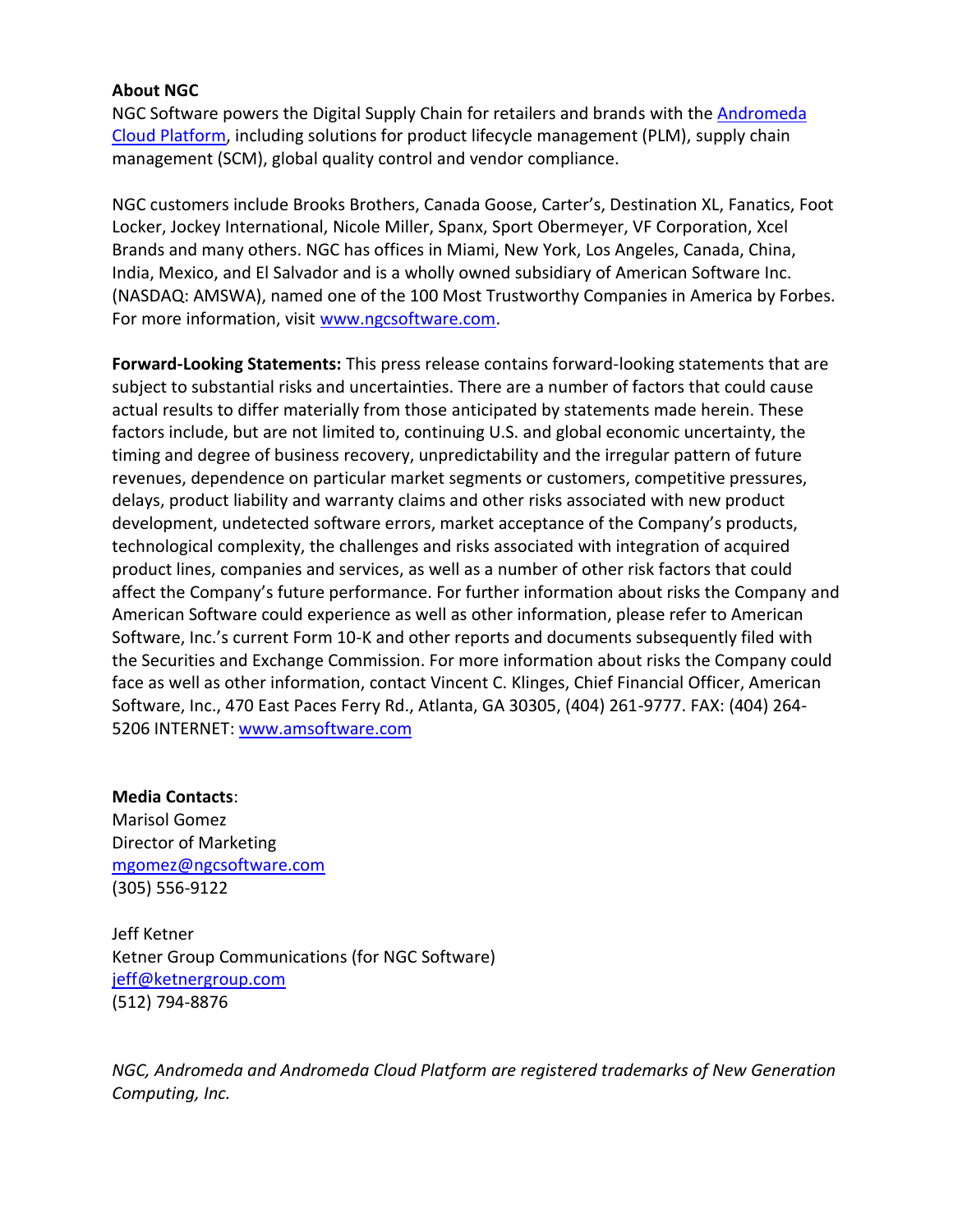**About NGC**
NGC Software powers the Digital Supply Chain for retailers and brands with the [Andromeda Cloud Platform](), including solutions for product lifecycle management (PLM), supply chain management (SCM), global quality control and vendor compliance.

NGC customers include Brooks Brothers, Canada Goose, Carter's, Destination XL, Fanatics, Foot Locker, Jockey International, Nicole Miller, Spanx, Sport Obermeyer, VF Corporation, Xcel Brands and many others. NGC has offices in Miami, New York, Los Angeles, Canada, China, India, Mexico, and El Salvador and is a wholly owned subsidiary of American Software Inc. (NASDAQ: AMSWA), named one of the 100 Most Trustworthy Companies in America by Forbes. For more information, visit [www.ngcsoftware.com](http://www.ngcsoftware.com).

**Forward-Looking Statements:** This press release contains forward-looking statements that are subject to substantial risks and uncertainties. There are a number of factors that could cause actual results to differ materially from those anticipated by statements made herein. These factors include, but are not limited to, continuing U.S. and global economic uncertainty, the timing and degree of business recovery, unpredictability and the irregular pattern of future revenues, dependence on particular market segments or customers, competitive pressures, delays, product liability and warranty claims and other risks associated with new product development, undetected software errors, market acceptance of the Company's products, technological complexity, the challenges and risks associated with integration of acquired product lines, companies and services, as well as a number of other risk factors that could affect the Company's future performance. For further information about risks the Company and American Software could experience as well as other information, please refer to American Software, Inc.'s current Form 10-K and other reports and documents subsequently filed with the Securities and Exchange Commission. For more information about risks the Company could face as well as other information, contact Vincent C. Klinges, Chief Financial Officer, American Software, Inc., 470 East Paces Ferry Rd., Atlanta, GA 30305, (404) 261-9777. FAX: (404) 264-5206 INTERNET: [www.amsoftware.com](http://www.amsoftware.com)

**Media Contacts**:
Marisol Gomez
Director of Marketing
[mgomez@ngcsoftware.com](mailto:mgomez@ngcsoftware.com)
(305) 556-9122

Jeff Ketner
Ketner Group Communications (for NGC Software)
[jeff@ketnergroup.com](mailto:jeff@ketnergroup.com)
(512) 794-8876

*NGC, Andromeda and Andromeda Cloud Platform are registered trademarks of New Generation Computing, Inc.*